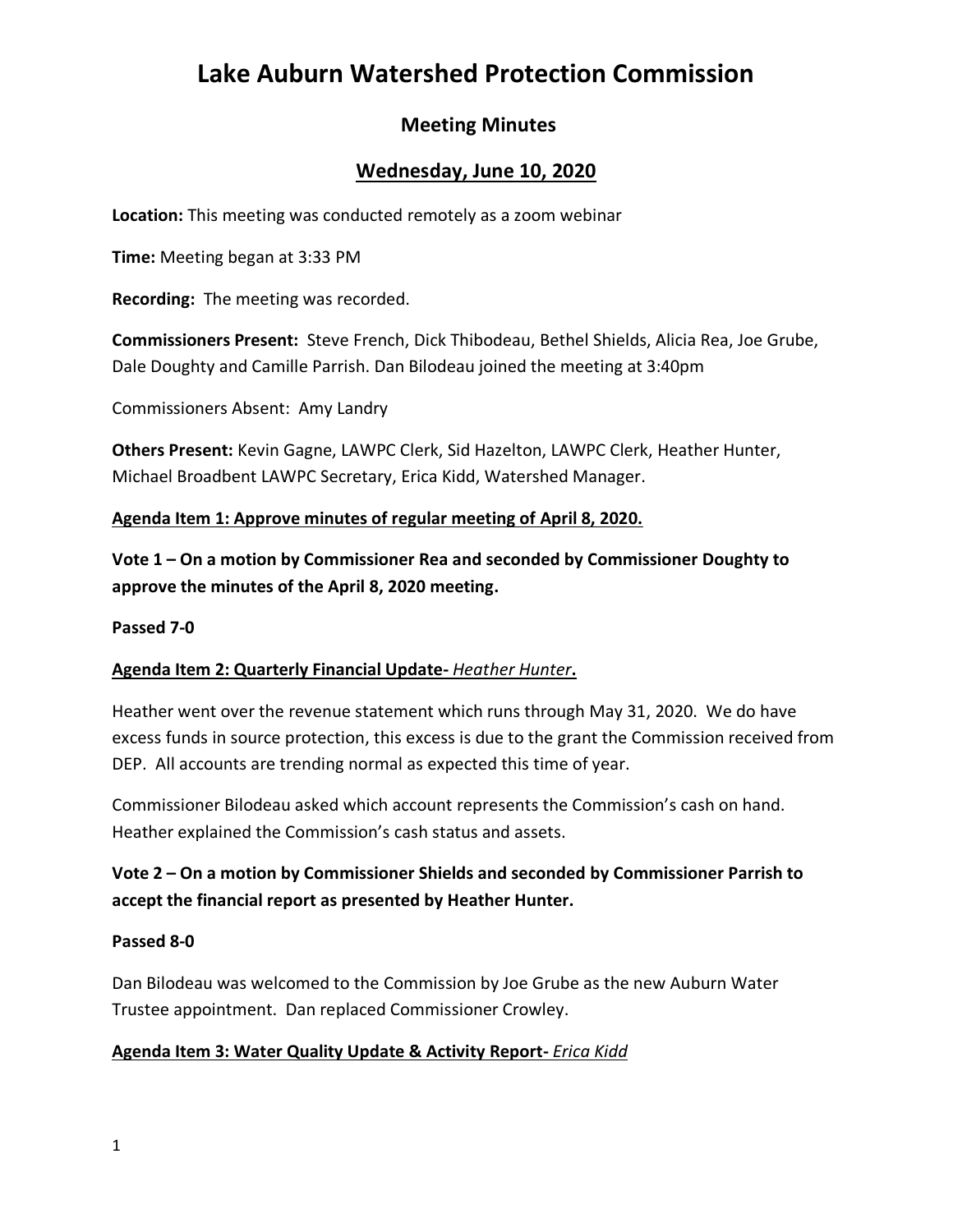# Lake Auburn Watershed Protection Commission

## Meeting Minutes

## Wednesday, June 10, 2020

**Location:** This meeting was conducted remotely as a zoom webinar

**Time:** Meeting began at 3:33 PM

**Recording:** The meeting was recorded.

**Commissioners Present:** Steve French, Dick Thibodeau, Bethel Shields, Alicia Rea, Joe Grube, Dale Doughty and Camille Parrish. Dan Bilodeau joined the meeting at 3:40pm

Commissioners Absent: Amy Landry

**Others Present:** Kevin Gagne, LAWPC Clerk, Sid Hazelton, LAWPC Clerk, Heather Hunter, Michael Broadbent LAWPC Secretary, Erica Kidd, Watershed Manager.

**Agenda Item 1: Approve minutes of regular meeting of April 8, 2020.**

**Vote 1 – On a motion by Commissioner Rea and seconded by Commissioner Doughty to approve the minutes of the April 8, 2020 meeting.**

**Passed 7-0**

**Agenda Item 2: Quarterly Financial Update-** ***Heather Hunter*****.**

Heather went over the revenue statement which runs through May 31, 2020. We do have excess funds in source protection, this excess is due to the grant the Commission received from DEP. All accounts are trending normal as expected this time of year.

Commissioner Bilodeau asked which account represents the Commission's cash on hand. Heather explained the Commission's cash status and assets.

**Vote 2 – On a motion by Commissioner Shields and seconded by Commissioner Parrish to accept the financial report as presented by Heather Hunter.**

**Passed 8-0**

Dan Bilodeau was welcomed to the Commission by Joe Grube as the new Auburn Water Trustee appointment. Dan replaced Commissioner Crowley.

**Agenda Item 3: Water Quality Update & Activity Report-** ***Erica Kidd***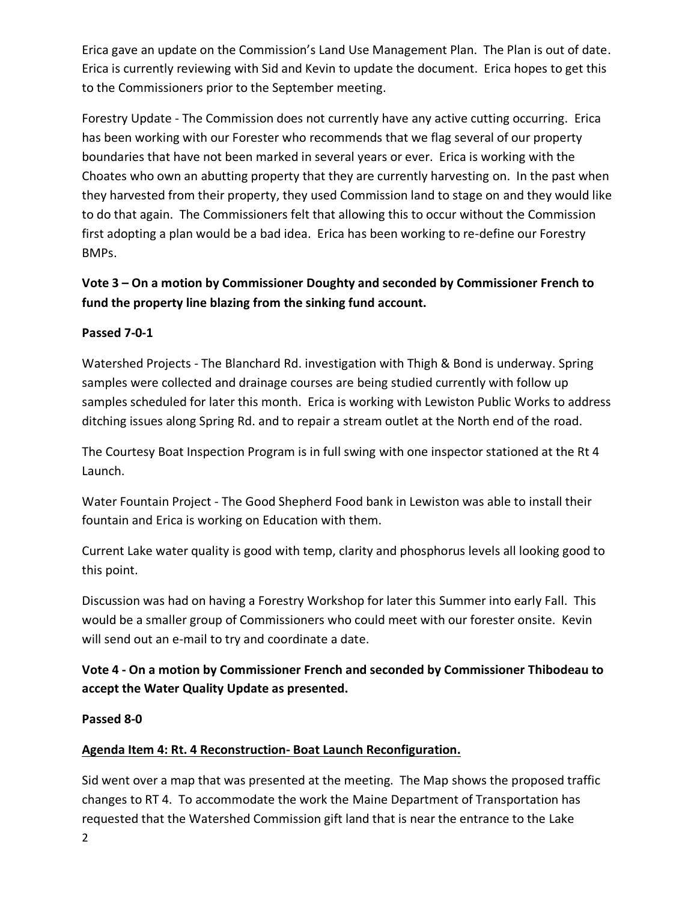Erica gave an update on the Commission's Land Use Management Plan. The Plan is out of date. Erica is currently reviewing with Sid and Kevin to update the document. Erica hopes to get this to the Commissioners prior to the September meeting.

Forestry Update - The Commission does not currently have any active cutting occurring. Erica has been working with our Forester who recommends that we flag several of our property boundaries that have not been marked in several years or ever. Erica is working with the Choates who own an abutting property that they are currently harvesting on. In the past when they harvested from their property, they used Commission land to stage on and they would like to do that again. The Commissioners felt that allowing this to occur without the Commission first adopting a plan would be a bad idea. Erica has been working to re-define our Forestry BMPs.

**Vote 3 – On a motion by Commissioner Doughty and seconded by Commissioner French to fund the property line blazing from the sinking fund account.**

**Passed 7-0-1**

Watershed Projects - The Blanchard Rd. investigation with Thigh & Bond is underway. Spring samples were collected and drainage courses are being studied currently with follow up samples scheduled for later this month. Erica is working with Lewiston Public Works to address ditching issues along Spring Rd. and to repair a stream outlet at the North end of the road.

The Courtesy Boat Inspection Program is in full swing with one inspector stationed at the Rt 4 Launch.

Water Fountain Project - The Good Shepherd Food bank in Lewiston was able to install their fountain and Erica is working on Education with them.

Current Lake water quality is good with temp, clarity and phosphorus levels all looking good to this point.

Discussion was had on having a Forestry Workshop for later this Summer into early Fall. This would be a smaller group of Commissioners who could meet with our forester onsite. Kevin will send out an e-mail to try and coordinate a date.

**Vote 4 - On a motion by Commissioner French and seconded by Commissioner Thibodeau to accept the Water Quality Update as presented.**

**Passed 8-0**

**Agenda Item 4: Rt. 4 Reconstruction- Boat Launch Reconfiguration.**

Sid went over a map that was presented at the meeting. The Map shows the proposed traffic changes to RT 4. To accommodate the work the Maine Department of Transportation has requested that the Watershed Commission gift land that is near the entrance to the Lake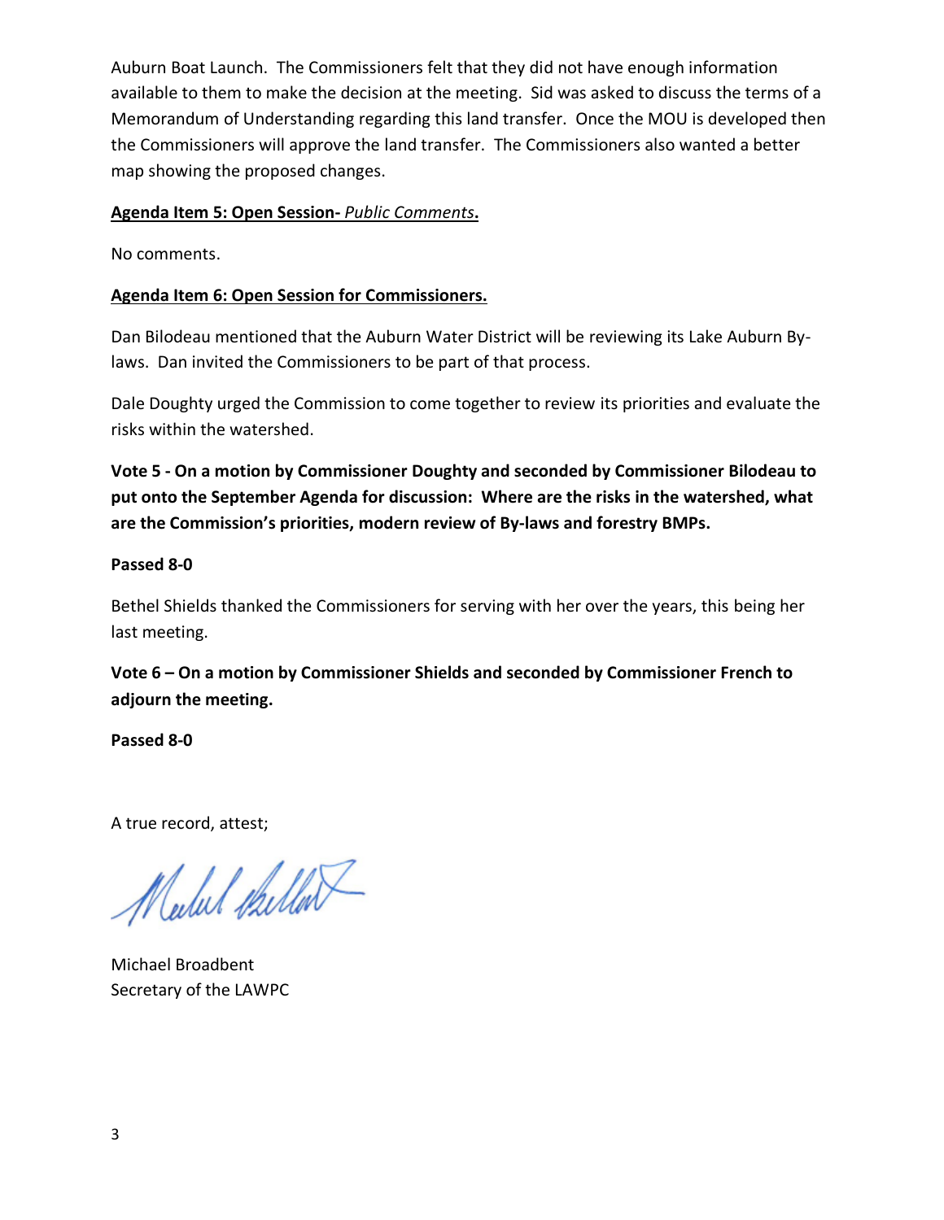Auburn Boat Launch. The Commissioners felt that they did not have enough information available to them to make the decision at the meeting. Sid was asked to discuss the terms of a Memorandum of Understanding regarding this land transfer. Once the MOU is developed then the Commissioners will approve the land transfer. The Commissioners also wanted a better map showing the proposed changes.

**<u>Agenda Item 5: Open Session- *Public Comments*.</u>**

No comments.

**<u>Agenda Item 6: Open Session for Commissioners.</u>**

Dan Bilodeau mentioned that the Auburn Water District will be reviewing its Lake Auburn By-laws. Dan invited the Commissioners to be part of that process.

Dale Doughty urged the Commission to come together to review its priorities and evaluate the risks within the watershed.

**Vote 5 - On a motion by Commissioner Doughty and seconded by Commissioner Bilodeau to put onto the September Agenda for discussion: Where are the risks in the watershed, what are the Commission's priorities, modern review of By-laws and forestry BMPs.**

**Passed 8-0**

Bethel Shields thanked the Commissioners for serving with her over the years, this being her last meeting.

**Vote 6 – On a motion by Commissioner Shields and seconded by Commissioner French to adjourn the meeting.**

**Passed 8-0**

A true record, attest;

Michael Broadbent
Secretary of the LAWPC